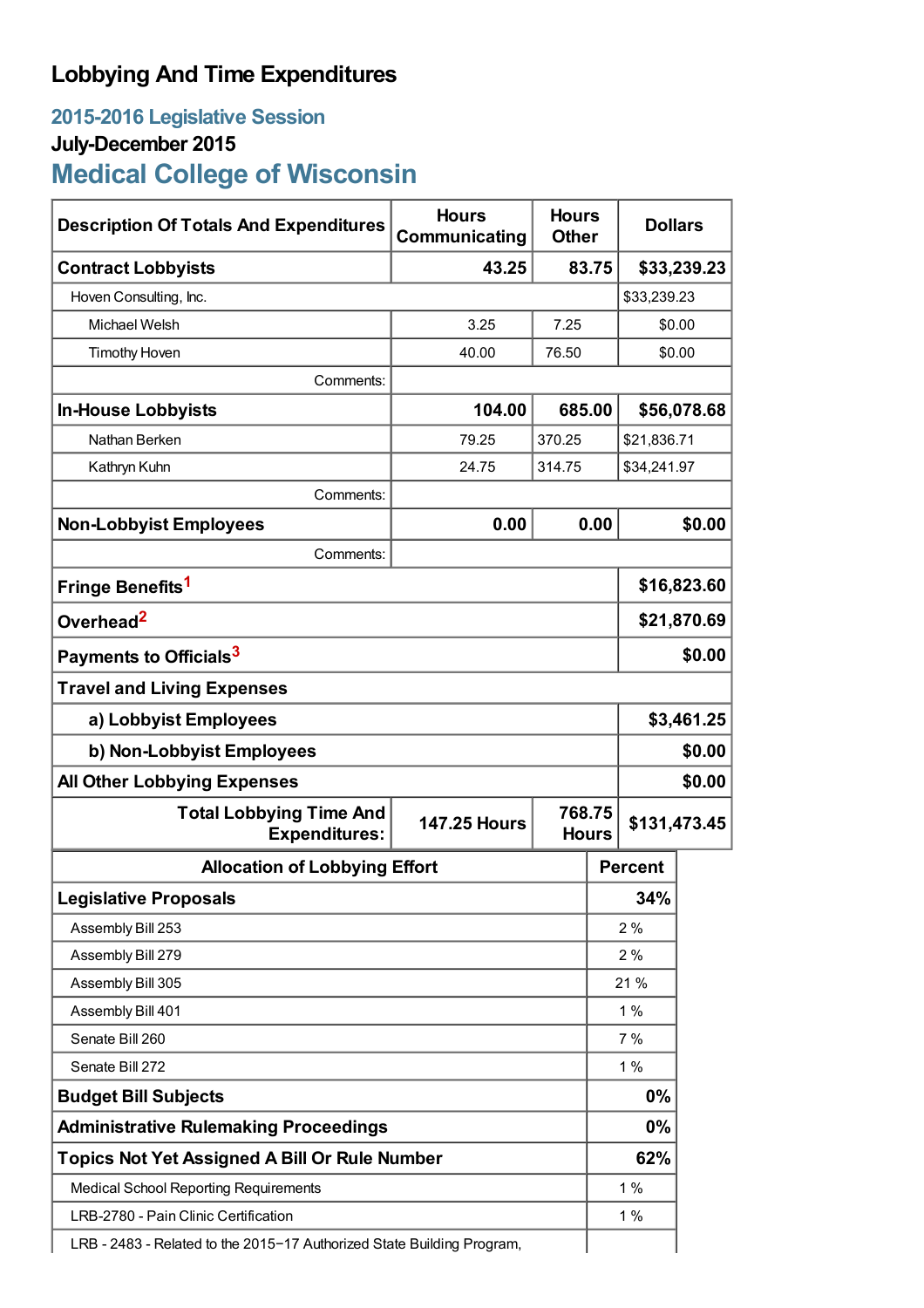# Lobbying And Time Expenditures

## 2015-2016 Legislative Session

### July-December 2015

## Medical College of Wisconsin

| Description Of Totals And Expenditures | Hours Communicating | Hours Other | Dollars |
|---|---|---|---|
| **Contract Lobbyists** | **43.25** | **83.75** | **$33,239.23** |
| Hoven Consulting, Inc. | | | $33,239.23 |
| Michael Welsh | 3.25 | 7.25 | $0.00 |
| Timothy Hoven | 40.00 | 76.50 | $0.00 |
| Comments: | | | |
| **In-House Lobbyists** | **104.00** | **685.00** | **$56,078.68** |
| Nathan Berken | 79.25 | 370.25 | $21,836.71 |
| Kathryn Kuhn | 24.75 | 314.75 | $34,241.97 |
| Comments: | | | |
| **Non-Lobbyist Employees** | **0.00** | **0.00** | **$0.00** |
| Comments: | | | |
| **Fringe Benefits**[1] | | | **$16,823.60** |
| **Overhead**[2] | | | **$21,870.69** |
| **Payments to Officials**[3] | | | **$0.00** |
| **Travel and Living Expenses** | | | |
| **a) Lobbyist Employees** | | | **$3,461.25** |
| **b) Non-Lobbyist Employees** | | | **$0.00** |
| **All Other Lobbying Expenses** | | | **$0.00** |
| **Total Lobbying Time And Expenditures:** | **147.25 Hours** | **768.75 Hours** | **$131,473.45** |

| Allocation of Lobbying Effort | Percent |
|---|---|
| **Legislative Proposals** | **34%** |
| Assembly Bill 253 | 2 % |
| Assembly Bill 279 | 2 % |
| Assembly Bill 305 | 21 % |
| Assembly Bill 401 | 1 % |
| Senate Bill 260 | 7 % |
| Senate Bill 272 | 1 % |
| **Budget Bill Subjects** | **0%** |
| **Administrative Rulemaking Proceedings** | **0%** |
| **Topics Not Yet Assigned A Bill Or Rule Number** | **62%** |
| Medical School Reporting Requirements | 1 % |
| LRB-2780 - Pain Clinic Certification | 1 % |
| LRB - 2483 - Related to the 2015−17 Authorized State Building Program, | |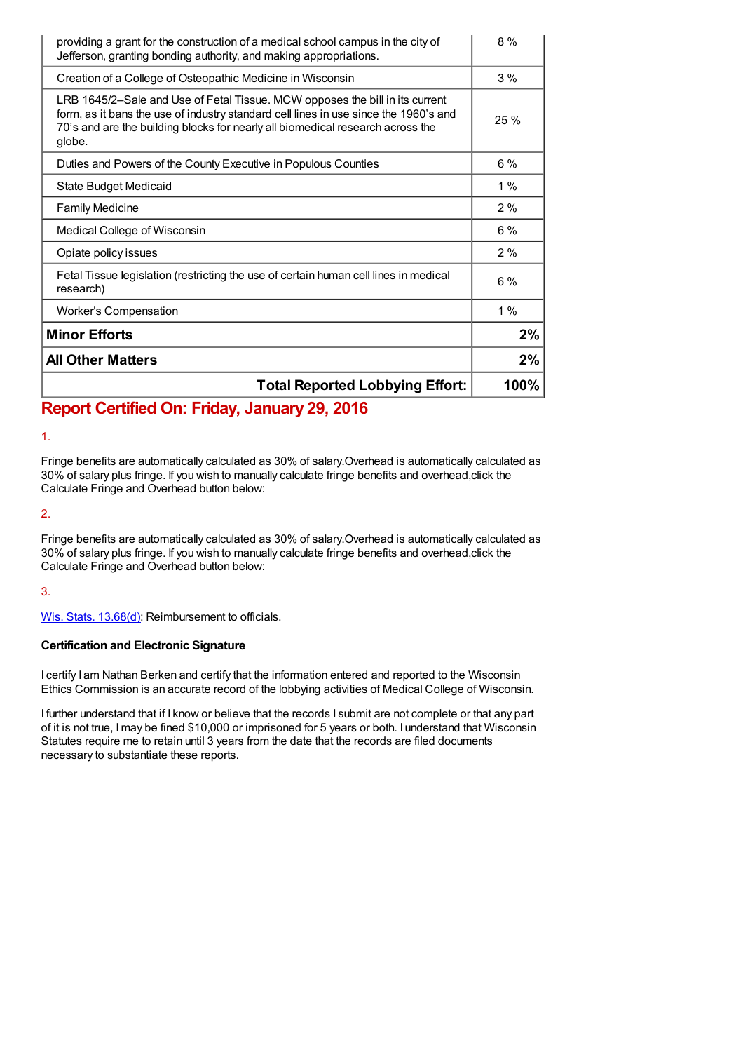| | |
|---|---|
| providing a grant for the construction of a medical school campus in the city of Jefferson, granting bonding authority, and making appropriations. | 8 % |
| Creation of a College of Osteopathic Medicine in Wisconsin | 3 % |
| LRB 1645/2–Sale and Use of Fetal Tissue. MCW opposes the bill in its current form, as it bans the use of industry standard cell lines in use since the 1960's and 70's and are the building blocks for nearly all biomedical research across the globe. | 25 % |
| Duties and Powers of the County Executive in Populous Counties | 6 % |
| State Budget Medicaid | 1 % |
| Family Medicine | 2 % |
| Medical College of Wisconsin | 6 % |
| Opiate policy issues | 2 % |
| Fetal Tissue legislation (restricting the use of certain human cell lines in medical research) | 6 % |
| Worker's Compensation | 1 % |
| **Minor Efforts** | **2%** |
| **All Other Matters** | **2%** |
| **Total Reported Lobbying Effort:** | **100%** |

## Report Certified On: Friday, January 29, 2016

1.

Fringe benefits are automatically calculated as 30% of salary.Overhead is automatically calculated as 30% of salary plus fringe. If you wish to manually calculate fringe benefits and overhead,click the Calculate Fringe and Overhead button below:

2.

Fringe benefits are automatically calculated as 30% of salary.Overhead is automatically calculated as 30% of salary plus fringe. If you wish to manually calculate fringe benefits and overhead,click the Calculate Fringe and Overhead button below:

3.

Wis. Stats. 13.68(d): Reimbursement to officials.

**Certification and Electronic Signature**

I certify I am Nathan Berken and certify that the information entered and reported to the Wisconsin Ethics Commission is an accurate record of the lobbying activities of Medical College of Wisconsin.

I further understand that if I know or believe that the records I submit are not complete or that any part of it is not true, I may be fined $10,000 or imprisoned for 5 years or both. I understand that Wisconsin Statutes require me to retain until 3 years from the date that the records are filed documents necessary to substantiate these reports.